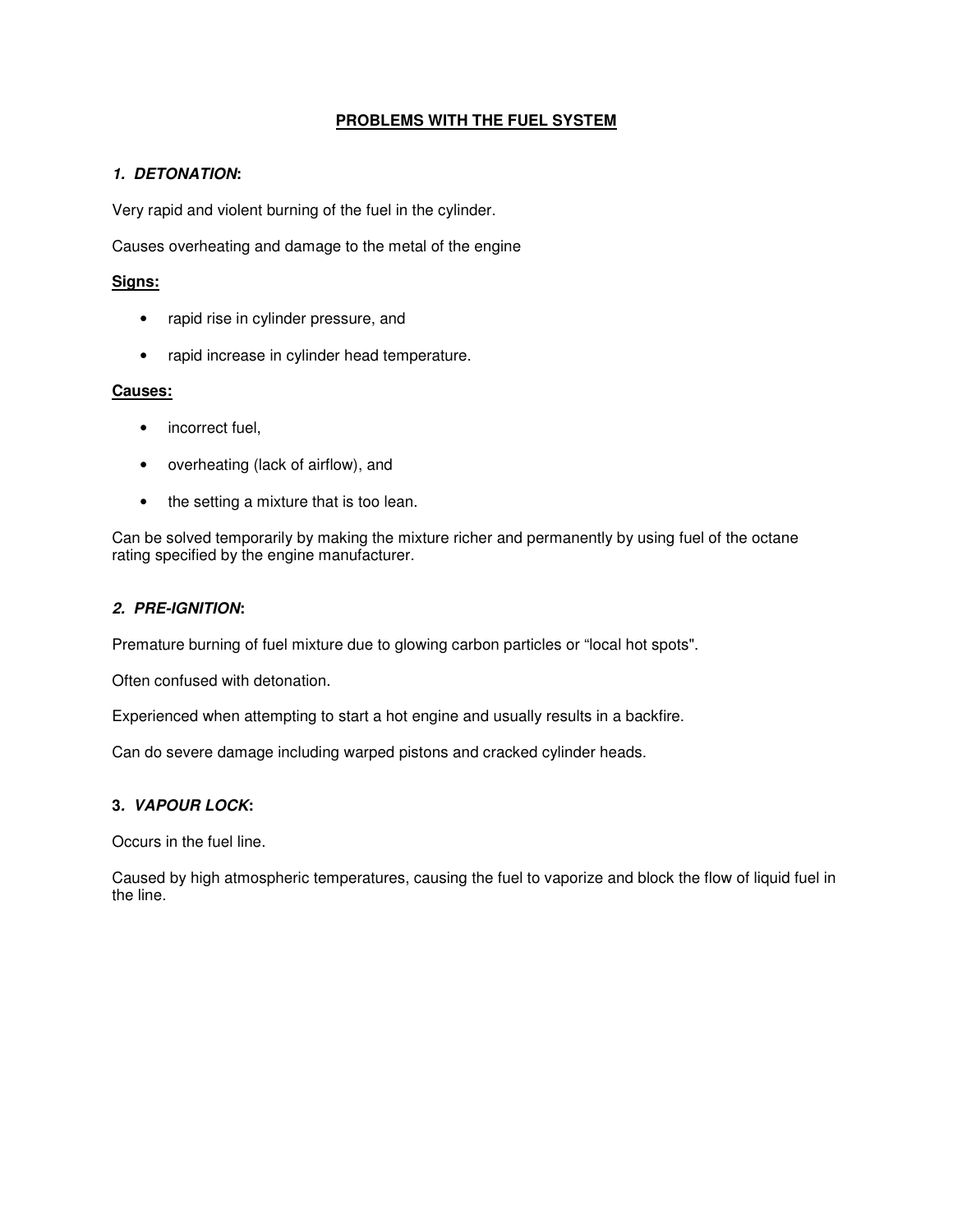# PROBLEMS WITH THE FUEL SYSTEM

### *1. DETONATION*:

Very rapid and violent burning of the fuel in the cylinder.

Causes overheating and damage to the metal of the engine

**Signs:**

- rapid rise in cylinder pressure, and
- rapid increase in cylinder head temperature.

**Causes:**

- incorrect fuel,
- overheating (lack of airflow), and
- the setting a mixture that is too lean.

Can be solved temporarily by making the mixture richer and permanently by using fuel of the octane rating specified by the engine manufacturer.

### *2. PRE-IGNITION*:

Premature burning of fuel mixture due to glowing carbon particles or "local hot spots".

Often confused with detonation.

Experienced when attempting to start a hot engine and usually results in a backfire.

Can do severe damage including warped pistons and cracked cylinder heads.

### 3. *VAPOUR LOCK*:

Occurs in the fuel line.

Caused by high atmospheric temperatures, causing the fuel to vaporize and block the flow of liquid fuel in the line.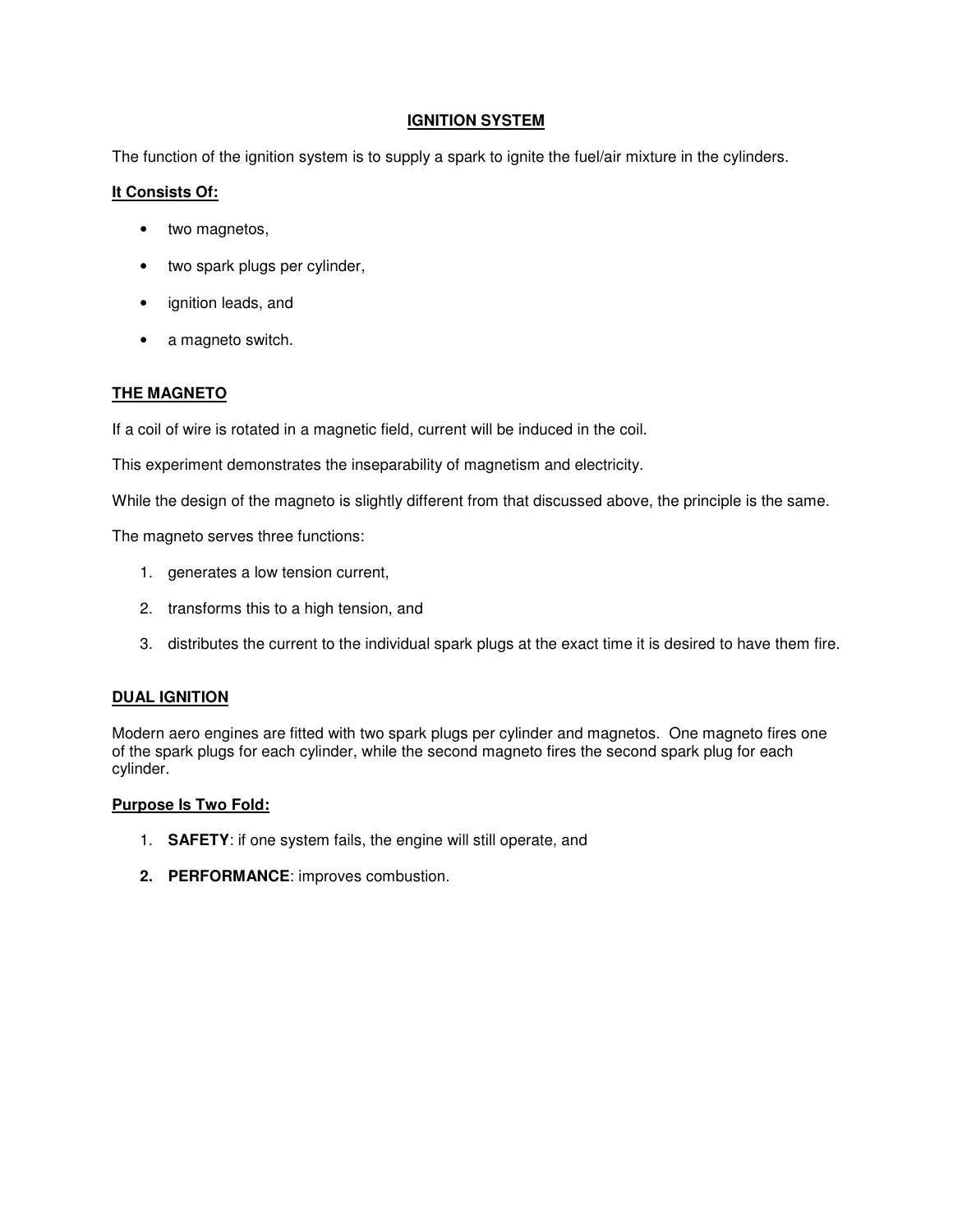## IGNITION SYSTEM

The function of the ignition system is to supply a spark to ignite the fuel/air mixture in the cylinders.

**It Consists Of:**

- two magnetos,
- two spark plugs per cylinder,
- ignition leads, and
- a magneto switch.

### THE MAGNETO

If a coil of wire is rotated in a magnetic field, current will be induced in the coil.

This experiment demonstrates the inseparability of magnetism and electricity.

While the design of the magneto is slightly different from that discussed above, the principle is the same.

The magneto serves three functions:

1. generates a low tension current,
2. transforms this to a high tension, and
3. distributes the current to the individual spark plugs at the exact time it is desired to have them fire.

### DUAL IGNITION

Modern aero engines are fitted with two spark plugs per cylinder and magnetos. One magneto fires one of the spark plugs for each cylinder, while the second magneto fires the second spark plug for each cylinder.

**Purpose Is Two Fold:**

1. **SAFETY**: if one system fails, the engine will still operate, and
2. **PERFORMANCE**: improves combustion.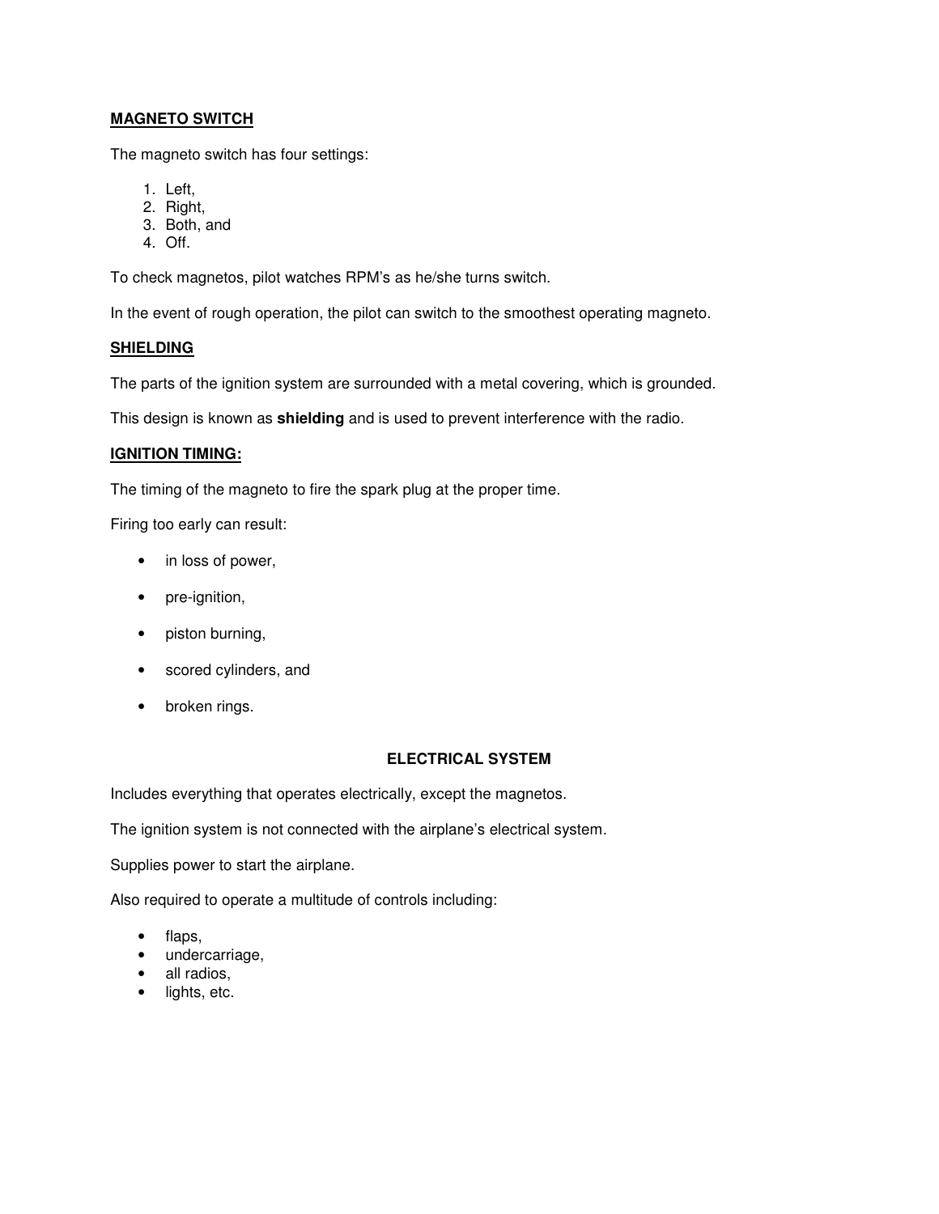## MAGNETO SWITCH

The magneto switch has four settings:

1. Left,
2. Right,
3. Both, and
4. Off.

To check magnetos, pilot watches RPM's as he/she turns switch.

In the event of rough operation, the pilot can switch to the smoothest operating magneto.

## SHIELDING

The parts of the ignition system are surrounded with a metal covering, which is grounded.

This design is known as **shielding** and is used to prevent interference with the radio.

## IGNITION TIMING:

The timing of the magneto to fire the spark plug at the proper time.

Firing too early can result:

- in loss of power,
- pre-ignition,
- piston burning,
- scored cylinders, and
- broken rings.

# ELECTRICAL SYSTEM

Includes everything that operates electrically, except the magnetos.

The ignition system is not connected with the airplane's electrical system.

Supplies power to start the airplane.

Also required to operate a multitude of controls including:

- flaps,
- undercarriage,
- all radios,
- lights, etc.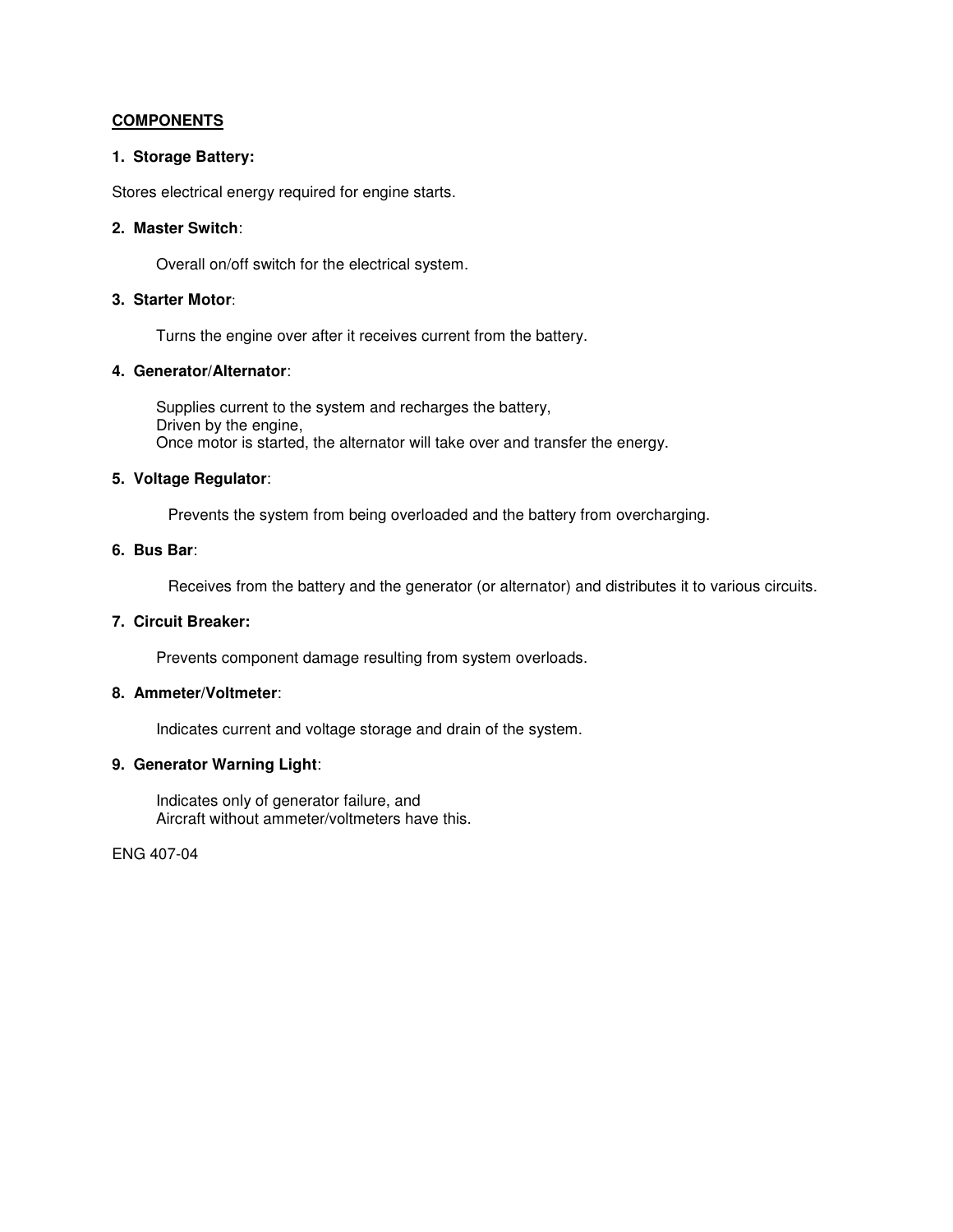**COMPONENTS**

**1. Storage Battery:**

Stores electrical energy required for engine starts.

**2. Master Switch**:

Overall on/off switch for the electrical system.

**3. Starter Motor**:

Turns the engine over after it receives current from the battery.

**4. Generator/Alternator**:

Supplies current to the system and recharges the battery,
Driven by the engine,
Once motor is started, the alternator will take over and transfer the energy.

**5. Voltage Regulator**:

Prevents the system from being overloaded and the battery from overcharging.

**6. Bus Bar**:

Receives from the battery and the generator (or alternator) and distributes it to various circuits.

**7. Circuit Breaker:**

Prevents component damage resulting from system overloads.

**8. Ammeter/Voltmeter**:

Indicates current and voltage storage and drain of the system.

**9. Generator Warning Light**:

Indicates only of generator failure, and
Aircraft without ammeter/voltmeters have this.

ENG 407-04